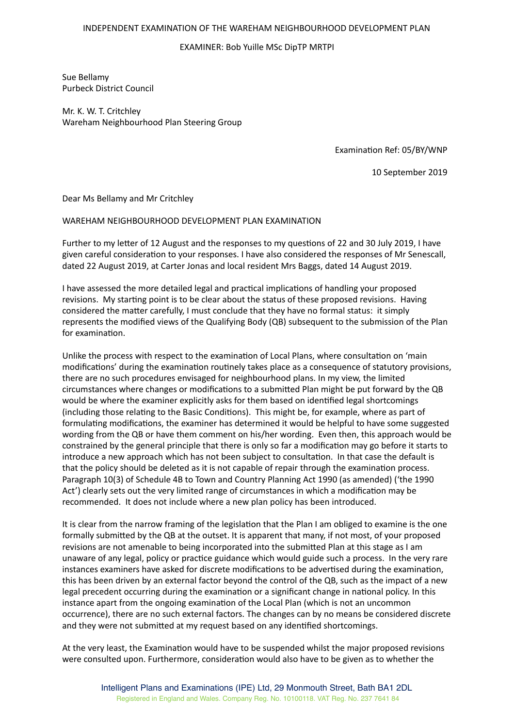INDEPENDENT EXAMINATION OF THE WAREHAM NEIGHBOURHOOD DEVELOPMENT PLAN

EXAMINER: Bob Yuille MSc DipTP MRTPI

Sue Bellamy
Purbeck District Council

Mr. K. W. T. Critchley
Wareham Neighbourhood Plan Steering Group

Examination Ref: 05/BY/WNP

10 September 2019

Dear Ms Bellamy and Mr Critchley

WAREHAM NEIGHBOURHOOD DEVELOPMENT PLAN EXAMINATION

Further to my letter of 12 August and the responses to my questions of 22 and 30 July 2019, I have given careful consideration to your responses. I have also considered the responses of Mr Senescall, dated 22 August 2019, at Carter Jonas and local resident Mrs Baggs, dated 14 August 2019.

I have assessed the more detailed legal and practical implications of handling your proposed revisions. My starting point is to be clear about the status of these proposed revisions. Having considered the matter carefully, I must conclude that they have no formal status: it simply represents the modified views of the Qualifying Body (QB) subsequent to the submission of the Plan for examination.

Unlike the process with respect to the examination of Local Plans, where consultation on 'main modifications' during the examination routinely takes place as a consequence of statutory provisions, there are no such procedures envisaged for neighbourhood plans. In my view, the limited circumstances where changes or modifications to a submitted Plan might be put forward by the QB would be where the examiner explicitly asks for them based on identified legal shortcomings (including those relating to the Basic Conditions). This might be, for example, where as part of formulating modifications, the examiner has determined it would be helpful to have some suggested wording from the QB or have them comment on his/her wording. Even then, this approach would be constrained by the general principle that there is only so far a modification may go before it starts to introduce a new approach which has not been subject to consultation. In that case the default is that the policy should be deleted as it is not capable of repair through the examination process. Paragraph 10(3) of Schedule 4B to Town and Country Planning Act 1990 (as amended) ('the 1990 Act') clearly sets out the very limited range of circumstances in which a modification may be recommended. It does not include where a new plan policy has been introduced.

It is clear from the narrow framing of the legislation that the Plan I am obliged to examine is the one formally submitted by the QB at the outset. It is apparent that many, if not most, of your proposed revisions are not amenable to being incorporated into the submitted Plan at this stage as I am unaware of any legal, policy or practice guidance which would guide such a process. In the very rare instances examiners have asked for discrete modifications to be advertised during the examination, this has been driven by an external factor beyond the control of the QB, such as the impact of a new legal precedent occurring during the examination or a significant change in national policy. In this instance apart from the ongoing examination of the Local Plan (which is not an uncommon occurrence), there are no such external factors. The changes can by no means be considered discrete and they were not submitted at my request based on any identified shortcomings.

At the very least, the Examination would have to be suspended whilst the major proposed revisions were consulted upon. Furthermore, consideration would also have to be given as to whether the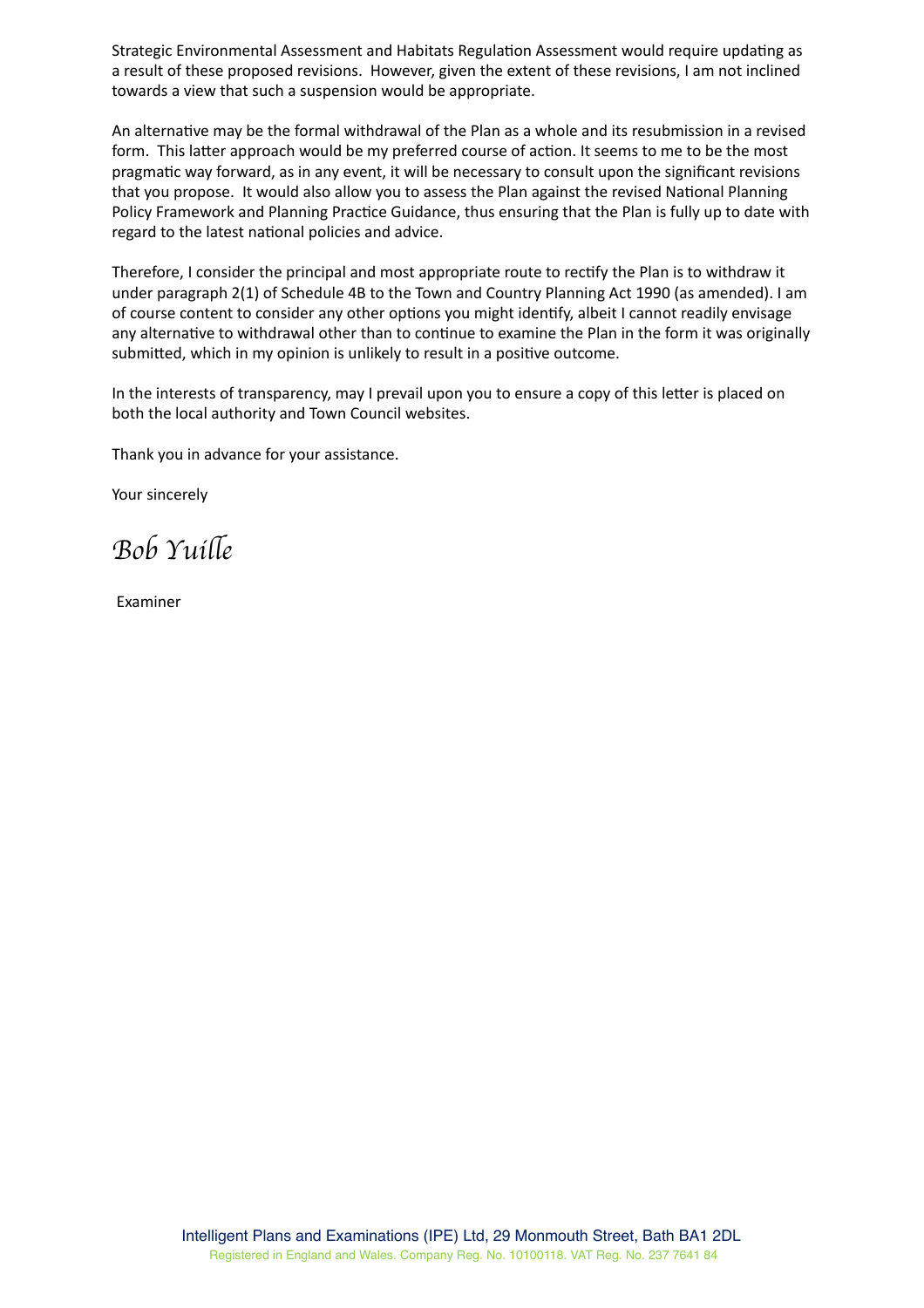Strategic Environmental Assessment and Habitats Regulation Assessment would require updating as a result of these proposed revisions. However, given the extent of these revisions, I am not inclined towards a view that such a suspension would be appropriate.

An alternative may be the formal withdrawal of the Plan as a whole and its resubmission in a revised form. This latter approach would be my preferred course of action. It seems to me to be the most pragmatic way forward, as in any event, it will be necessary to consult upon the significant revisions that you propose. It would also allow you to assess the Plan against the revised National Planning Policy Framework and Planning Practice Guidance, thus ensuring that the Plan is fully up to date with regard to the latest national policies and advice.

Therefore, I consider the principal and most appropriate route to rectify the Plan is to withdraw it under paragraph 2(1) of Schedule 4B to the Town and Country Planning Act 1990 (as amended). I am of course content to consider any other options you might identify, albeit I cannot readily envisage any alternative to withdrawal other than to continue to examine the Plan in the form it was originally submitted, which in my opinion is unlikely to result in a positive outcome.

In the interests of transparency, may I prevail upon you to ensure a copy of this letter is placed on both the local authority and Town Council websites.

Thank you in advance for your assistance.

Your sincerely

*Bob Yuille*

Examiner

Intelligent Plans and Examinations (IPE) Ltd, 29 Monmouth Street, Bath BA1 2DL
Registered in England and Wales. Company Reg. No. 10100118. VAT Reg. No. 237 7641 84